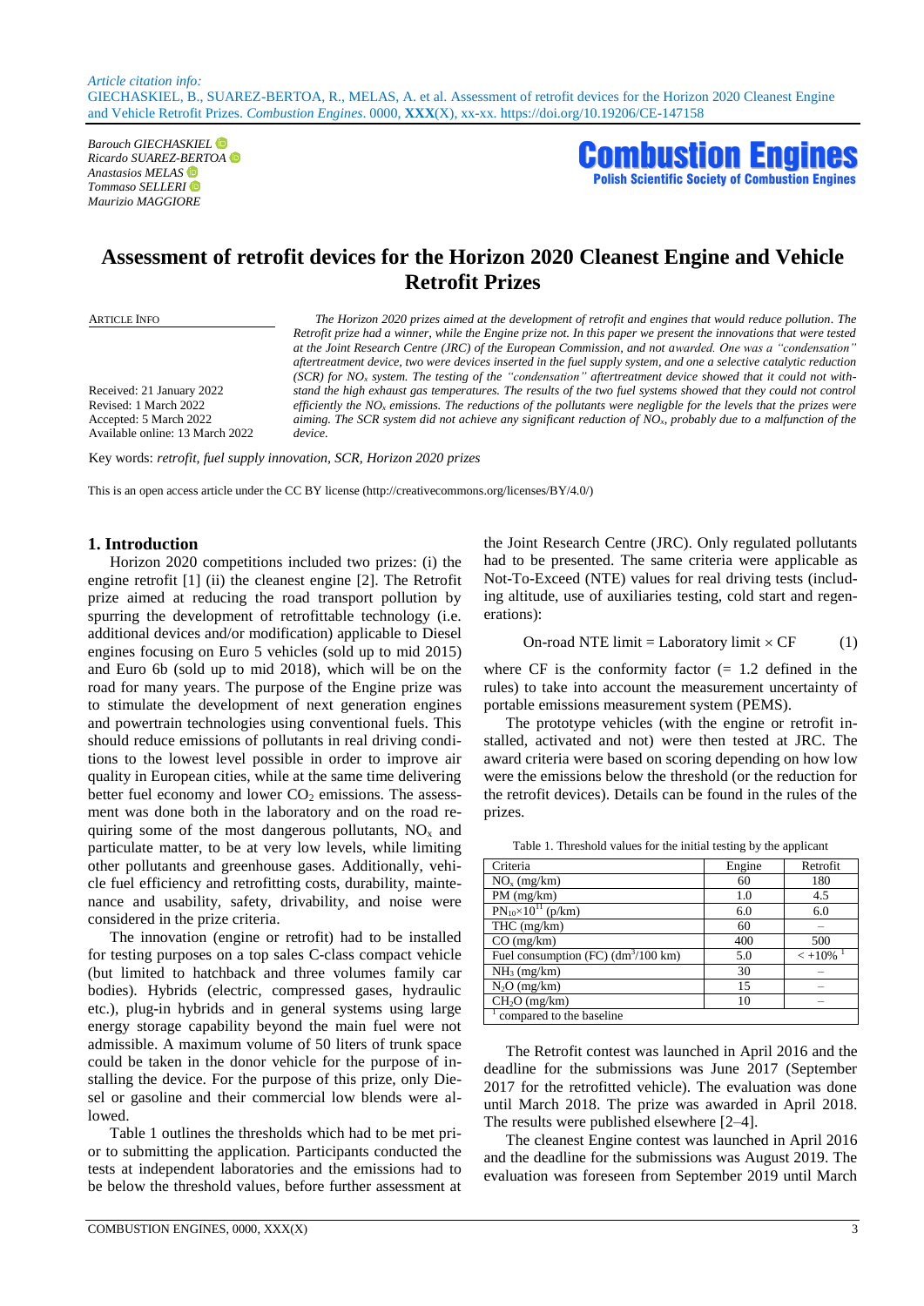*Article citation info:*
GIECHASKIEL, B., SUAREZ-BERTOA, R., MELAS, A. et al. Assessment of retrofit devices for the Horizon 2020 Cleanest Engine and Vehicle Retrofit Prizes. *Combustion Engines*. 0000, **XXX**(X), xx-xx. https://doi.org/10.19206/CE-147158

*Barouch GIECHASKIEL*
*Ricardo SUAREZ-BERTOA*
*Anastasios MELAS*
*Tommaso SELLERI*
*Maurizio MAGGIORE*

**Combustion Engines**
**Polish Scientific Society of Combustion Engines**

# Assessment of retrofit devices for the Horizon 2020 Cleanest Engine and Vehicle Retrofit Prizes

ARTICLE INFO

Received: 21 January 2022
Revised: 1 March 2022
Accepted: 5 March 2022
Available online: 13 March 2022

*The Horizon 2020 prizes aimed at the development of retrofit and engines that would reduce pollution. The Retrofit prize had a winner, while the Engine prize not. In this paper we present the innovations that were tested at the Joint Research Centre (JRC) of the European Commission, and not awarded. One was a "condensation" aftertreatment device, two were devices inserted in the fuel supply system, and one a selective catalytic reduction (SCR) for $NO_x$ system. The testing of the "condensation" aftertreatment device showed that it could not withstand the high exhaust gas temperatures. The results of the two fuel systems showed that they could not control efficiently the $NO_x$ emissions. The reductions of the pollutants were negligble for the levels that the prizes were aiming. The SCR system did not achieve any significant reduction of $NO_x$, probably due to a malfunction of the device.*

Key words: *retrofit, fuel supply innovation, SCR, Horizon 2020 prizes*

This is an open access article under the CC BY license (http://creativecommons.org/licenses/BY/4.0/)

## 1. Introduction

Horizon 2020 competitions included two prizes: (i) the engine retrofit [1] (ii) the cleanest engine [2]. The Retrofit prize aimed at reducing the road transport pollution by spurring the development of retrofittable technology (i.e. additional devices and/or modification) applicable to Diesel engines focusing on Euro 5 vehicles (sold up to mid 2015) and Euro 6b (sold up to mid 2018), which will be on the road for many years. The purpose of the Engine prize was to stimulate the development of next generation engines and powertrain technologies using conventional fuels. This should reduce emissions of pollutants in real driving conditions to the lowest level possible in order to improve air quality in European cities, while at the same time delivering better fuel economy and lower $CO_2$ emissions. The assessment was done both in the laboratory and on the road requiring some of the most dangerous pollutants, $NO_x$ and particulate matter, to be at very low levels, while limiting other pollutants and greenhouse gases. Additionally, vehicle fuel efficiency and retrofitting costs, durability, maintenance and usability, safety, drivability, and noise were considered in the prize criteria.

The innovation (engine or retrofit) had to be installed for testing purposes on a top sales C-class compact vehicle (but limited to hatchback and three volumes family car bodies). Hybrids (electric, compressed gases, hydraulic etc.), plug-in hybrids and in general systems using large energy storage capability beyond the main fuel were not admissible. A maximum volume of 50 liters of trunk space could be taken in the donor vehicle for the purpose of installing the device. For the purpose of this prize, only Diesel or gasoline and their commercial low blends were allowed.

Table 1 outlines the thresholds which had to be met prior to submitting the application. Participants conducted the tests at independent laboratories and the emissions had to be below the threshold values, before further assessment at the Joint Research Centre (JRC). Only regulated pollutants had to be presented. The same criteria were applicable as Not-To-Exceed (NTE) values for real driving tests (including altitude, use of auxiliaries testing, cold start and regenerations):

$$\text{On-road NTE limit} = \text{Laboratory limit} \times \text{CF} \qquad (1)$$

where CF is the conformity factor (= 1.2 defined in the rules) to take into account the measurement uncertainty of portable emissions measurement system (PEMS).

The prototype vehicles (with the engine or retrofit installed, activated and not) were then tested at JRC. The award criteria were based on scoring depending on how low were the emissions below the threshold (or the reduction for the retrofit devices). Details can be found in the rules of the prizes.

Table 1. Threshold values for the initial testing by the applicant

| Criteria | Engine | Retrofit |
|---|---|---|
| $NO_x$ (mg/km) | 60 | 180 |
| PM (mg/km) | 1.0 | 4.5 |
| $PN_{10}\times10^{11}$ (p/km) | 6.0 | 6.0 |
| THC (mg/km) | 60 | – |
| CO (mg/km) | 400 | 500 |
| Fuel consumption (FC) ($dm^3$/100 km) | 5.0 | < +10% [1] |
| $NH_3$ (mg/km) | 30 | – |
| $N_2O$ (mg/km) | 15 | – |
| $CH_2O$ (mg/km) | 10 | – |

[1] compared to the baseline

The Retrofit contest was launched in April 2016 and the deadline for the submissions was June 2017 (September 2017 for the retrofitted vehicle). The evaluation was done until March 2018. The prize was awarded in April 2018. The results were published elsewhere [2–4].

The cleanest Engine contest was launched in April 2016 and the deadline for the submissions was August 2019. The evaluation was foreseen from September 2019 until March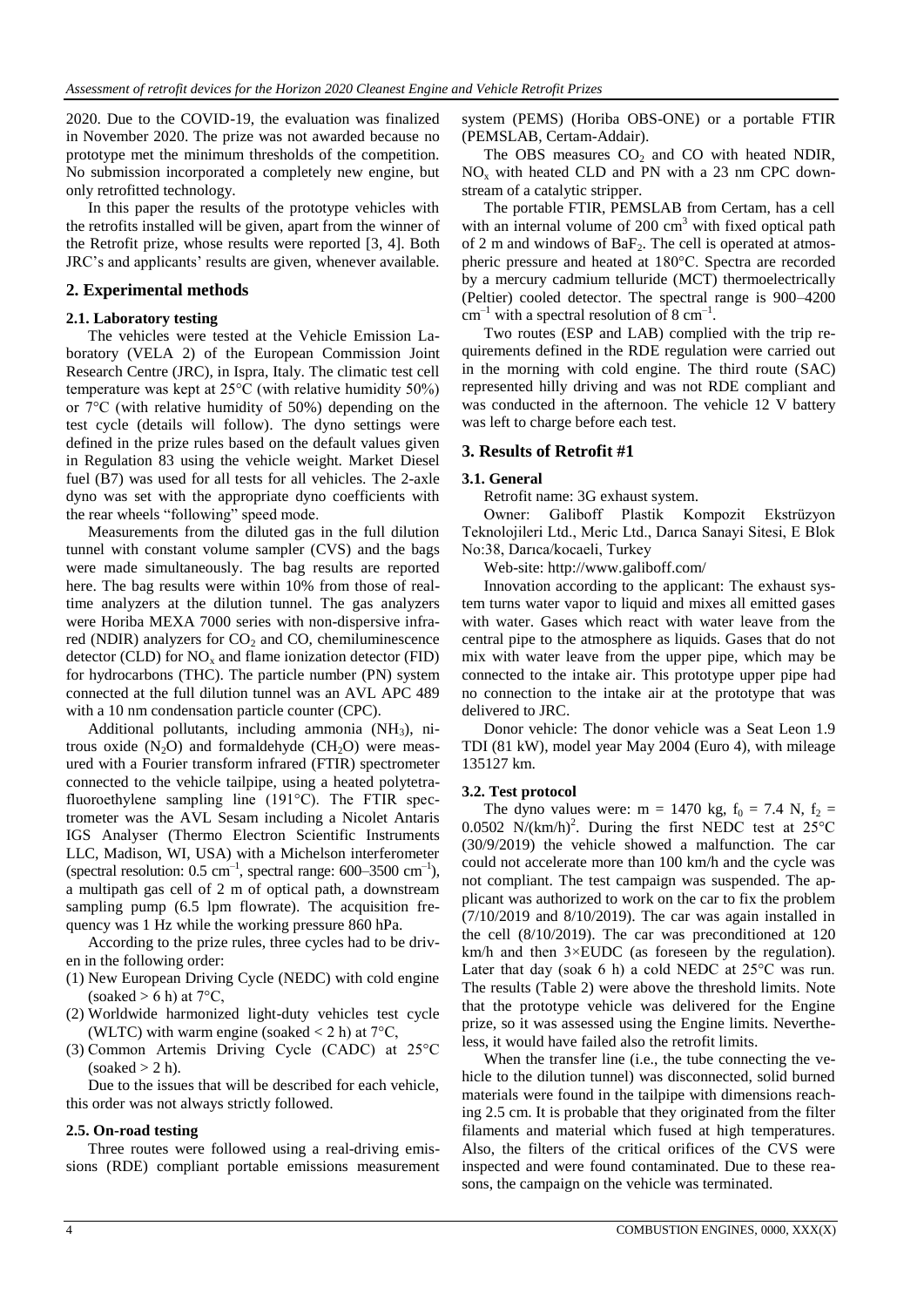2020. Due to the COVID-19, the evaluation was finalized in November 2020. The prize was not awarded because no prototype met the minimum thresholds of the competition. No submission incorporated a completely new engine, but only retrofitted technology.

In this paper the results of the prototype vehicles with the retrofits installed will be given, apart from the winner of the Retrofit prize, whose results were reported [3, 4]. Both JRC's and applicants' results are given, whenever available.

## 2. Experimental methods

### 2.1. Laboratory testing

The vehicles were tested at the Vehicle Emission Laboratory (VELA 2) of the European Commission Joint Research Centre (JRC), in Ispra, Italy. The climatic test cell temperature was kept at 25°C (with relative humidity 50%) or 7°C (with relative humidity of 50%) depending on the test cycle (details will follow). The dyno settings were defined in the prize rules based on the default values given in Regulation 83 using the vehicle weight. Market Diesel fuel (B7) was used for all tests for all vehicles. The 2-axle dyno was set with the appropriate dyno coefficients with the rear wheels "following" speed mode.

Measurements from the diluted gas in the full dilution tunnel with constant volume sampler (CVS) and the bags were made simultaneously. The bag results are reported here. The bag results were within 10% from those of real-time analyzers at the dilution tunnel. The gas analyzers were Horiba MEXA 7000 series with non-dispersive infrared (NDIR) analyzers for $CO_2$ and CO, chemiluminescence detector (CLD) for $NO_x$ and flame ionization detector (FID) for hydrocarbons (THC). The particle number (PN) system connected at the full dilution tunnel was an AVL APC 489 with a 10 nm condensation particle counter (CPC).

Additional pollutants, including ammonia ($NH_3$), nitrous oxide ($N_2O$) and formaldehyde ($CH_2O$) were measured with a Fourier transform infrared (FTIR) spectrometer connected to the vehicle tailpipe, using a heated polytetrafluoroethylene sampling line (191°C). The FTIR spectrometer was the AVL Sesam including a Nicolet Antaris IGS Analyser (Thermo Electron Scientific Instruments LLC, Madison, WI, USA) with a Michelson interferometer (spectral resolution: 0.5 $cm^{-1}$, spectral range: 600–3500 $cm^{-1}$), a multipath gas cell of 2 m of optical path, a downstream sampling pump (6.5 lpm flowrate). The acquisition frequency was 1 Hz while the working pressure 860 hPa.

According to the prize rules, three cycles had to be driven in the following order:

(1) New European Driving Cycle (NEDC) with cold engine (soaked > 6 h) at 7°C,
(2) Worldwide harmonized light-duty vehicles test cycle (WLTC) with warm engine (soaked < 2 h) at 7°C,
(3) Common Artemis Driving Cycle (CADC) at 25°C (soaked > 2 h).

Due to the issues that will be described for each vehicle, this order was not always strictly followed.

### 2.5. On-road testing

Three routes were followed using a real-driving emissions (RDE) compliant portable emissions measurement system (PEMS) (Horiba OBS-ONE) or a portable FTIR (PEMSLAB, Certam-Addair).

The OBS measures $CO_2$ and CO with heated NDIR, $NO_x$ with heated CLD and PN with a 23 nm CPC downstream of a catalytic stripper.

The portable FTIR, PEMSLAB from Certam, has a cell with an internal volume of 200 $cm^3$ with fixed optical path of 2 m and windows of $BaF_2$. The cell is operated at atmospheric pressure and heated at 180°C. Spectra are recorded by a mercury cadmium telluride (MCT) thermoelectrically (Peltier) cooled detector. The spectral range is 900–4200 $cm^{-1}$ with a spectral resolution of 8 $cm^{-1}$.

Two routes (ESP and LAB) complied with the trip requirements defined in the RDE regulation were carried out in the morning with cold engine. The third route (SAC) represented hilly driving and was not RDE compliant and was conducted in the afternoon. The vehicle 12 V battery was left to charge before each test.

## 3. Results of Retrofit #1

### 3.1. General

Retrofit name: 3G exhaust system.

Owner: Galiboff Plastik Kompozit Ekstrüzyon Teknolojileri Ltd., Meric Ltd., Darıca Sanayi Sitesi, E Blok No:38, Darıca/kocaeli, Turkey

Web-site: http://www.galiboff.com/

Innovation according to the applicant: The exhaust system turns water vapor to liquid and mixes all emitted gases with water. Gases which react with water leave from the central pipe to the atmosphere as liquids. Gases that do not mix with water leave from the upper pipe, which may be connected to the intake air. This prototype upper pipe had no connection to the intake air at the prototype that was delivered to JRC.

Donor vehicle: The donor vehicle was a Seat Leon 1.9 TDI (81 kW), model year May 2004 (Euro 4), with mileage 135127 km.

### 3.2. Test protocol

The dyno values were: m = 1470 kg, $f_0$ = 7.4 N, $f_2$ = 0.0502 $N/(km/h)^2$. During the first NEDC test at 25°C (30/9/2019) the vehicle showed a malfunction. The car could not accelerate more than 100 km/h and the cycle was not compliant. The test campaign was suspended. The applicant was authorized to work on the car to fix the problem (7/10/2019 and 8/10/2019). The car was again installed in the cell (8/10/2019). The car was preconditioned at 120 km/h and then 3×EUDC (as foreseen by the regulation). Later that day (soak 6 h) a cold NEDC at 25°C was run. The results (Table 2) were above the threshold limits. Note that the prototype vehicle was delivered for the Engine prize, so it was assessed using the Engine limits. Nevertheless, it would have failed also the retrofit limits.

When the transfer line (i.e., the tube connecting the vehicle to the dilution tunnel) was disconnected, solid burned materials were found in the tailpipe with dimensions reaching 2.5 cm. It is probable that they originated from the filter filaments and material which fused at high temperatures. Also, the filters of the critical orifices of the CVS were inspected and were found contaminated. Due to these reasons, the campaign on the vehicle was terminated.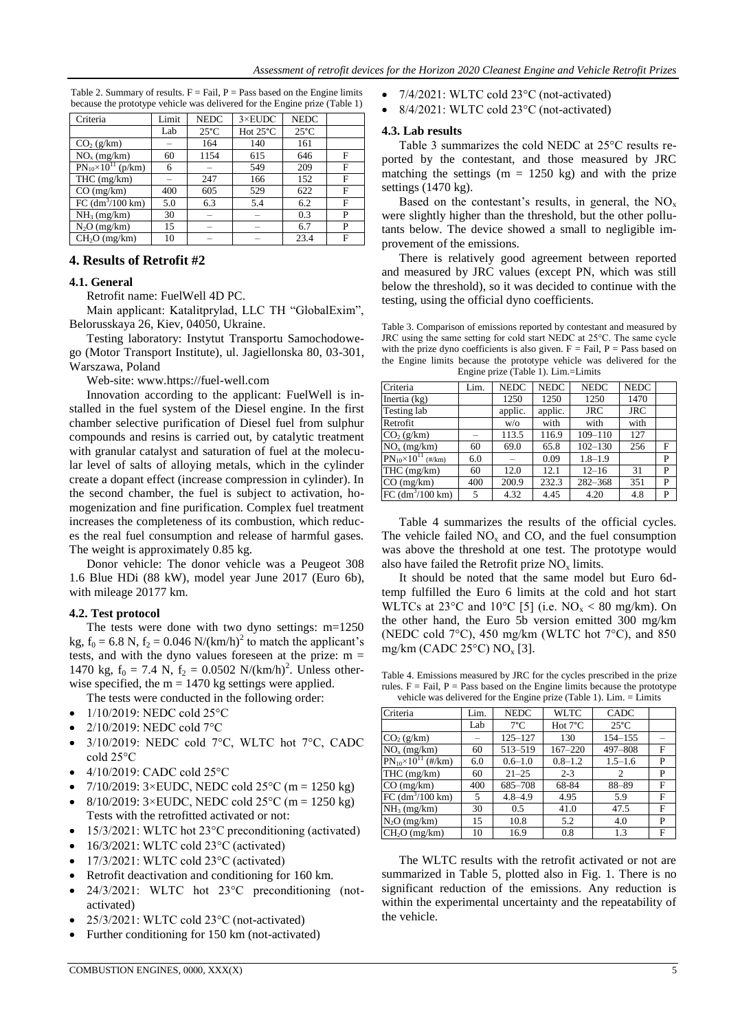Table 2. Summary of results. F = Fail, P = Pass based on the Engine limits because the prototype vehicle was delivered for the Engine prize (Table 1)

| Criteria | Limit | NEDC | 3×EUDC | NEDC | |
|---|---|---|---|---|---|
| | Lab | 25°C | Hot 25°C | 25°C | |
| $CO_2$ (g/km) | – | 164 | 140 | 161 | |
| $NO_x$ (mg/km) | 60 | 1154 | 615 | 646 | F |
| $PN_{10}×10^{11}$ (p/km) | 6 | – | 549 | 209 | F |
| THC (mg/km) | – | 247 | 166 | 152 | F |
| CO (mg/km) | 400 | 605 | 529 | 622 | F |
| FC ($dm^3$/100 km) | 5.0 | 6.3 | 5.4 | 6.2 | F |
| $NH_3$ (mg/km) | 30 | – | – | 0.3 | P |
| $N_2O$ (mg/km) | 15 | – | – | 6.7 | P |
| $CH_2O$ (mg/km) | 10 | – | – | 23.4 | F |

## 4. Results of Retrofit #2

### 4.1. General

Retrofit name: FuelWell 4D PC.

Main applicant: Katalitprylad, LLC TH "GlobalExim", Belorusskaya 26, Kiev, 04050, Ukraine.

Testing laboratory: Instytut Transportu Samochodowego (Motor Transport Institute), ul. Jagiellonska 80, 03-301, Warszawa, Poland

Web-site: www.https://fuel-well.com

Innovation according to the applicant: FuelWell is installed in the fuel system of the Diesel engine. In the first chamber selective purification of Diesel fuel from sulphur compounds and resins is carried out, by catalytic treatment with granular catalyst and saturation of fuel at the molecular level of salts of alloying metals, which in the cylinder create a dopant effect (increase compression in cylinder). In the second chamber, the fuel is subject to activation, homogenization and fine purification. Complex fuel treatment increases the completeness of its combustion, which reduces the real fuel consumption and release of harmful gases. The weight is approximately 0.85 kg.

Donor vehicle: The donor vehicle was a Peugeot 308 1.6 Blue HDi (88 kW), model year June 2017 (Euro 6b), with mileage 20177 km.

### 4.2. Test protocol

The tests were done with two dyno settings: m=1250 kg, $f_0$ = 6.8 N, $f_2$ = 0.046 N/(km/h)$^2$ to match the applicant's tests, and with the dyno values foreseen at the prize: m = 1470 kg, $f_0$ = 7.4 N, $f_2$ = 0.0502 N/(km/h)$^2$. Unless otherwise specified, the m = 1470 kg settings were applied.

The tests were conducted in the following order:

- 1/10/2019: NEDC cold 25°C
- 2/10/2019: NEDC cold 7°C
- 3/10/2019: NEDC cold 7°C, WLTC hot 7°C, CADC cold 25°C
- 4/10/2019: CADC cold 25°C
- 7/10/2019: 3×EUDC, NEDC cold 25°C (m = 1250 kg)
- 8/10/2019: 3×EUDC, NEDC cold 25°C (m = 1250 kg)

Tests with the retrofitted activated or not:

- 15/3/2021: WLTC hot 23°C preconditioning (activated)
- 16/3/2021: WLTC cold 23°C (activated)
- 17/3/2021: WLTC cold 23°C (activated)
- Retrofit deactivation and conditioning for 160 km.
- 24/3/2021: WLTC hot 23°C preconditioning (not-activated)
- 25/3/2021: WLTC cold 23°C (not-activated)
- Further conditioning for 150 km (not-activated)
- 7/4/2021: WLTC cold 23°C (not-activated)
- 8/4/2021: WLTC cold 23°C (not-activated)

### 4.3. Lab results

Table 3 summarizes the cold NEDC at 25°C results reported by the contestant, and those measured by JRC matching the settings (m = 1250 kg) and with the prize settings (1470 kg).

Based on the contestant's results, in general, the $NO_x$ were slightly higher than the threshold, but the other pollutants below. The device showed a small to negligible improvement of the emissions.

There is relatively good agreement between reported and measured by JRC values (except PN, which was still below the threshold), so it was decided to continue with the testing, using the official dyno coefficients.

Table 3. Comparison of emissions reported by contestant and measured by JRC using the same setting for cold start NEDC at 25°C. The same cycle with the prize dyno coefficients is also given. F = Fail, P = Pass based on the Engine limits because the prototype vehicle was delivered for the Engine prize (Table 1). Lim.=Limits

| Criteria | Lim. | NEDC | NEDC | NEDC | NEDC | |
|---|---|---|---|---|---|---|
| Inertia (kg) | | 1250 | 1250 | 1250 | 1470 | |
| Testing lab | | applic. | applic. | JRC | JRC | |
| Retrofit | | w/o | with | with | with | |
| $CO_2$ (g/km) | – | 113.5 | 116.9 | 109–110 | 127 | |
| $NO_x$ (mg/km) | 60 | 69.0 | 65.8 | 102–130 | 256 | F |
| $PN_{10}×10^{11}$ (#/km) | 6.0 | – | 0.09 | 1.8–1.9 | | P |
| THC (mg/km) | 60 | 12.0 | 12.1 | 12–16 | 31 | P |
| CO (mg/km) | 400 | 200.9 | 232.3 | 282–368 | 351 | P |
| FC ($dm^3$/100 km) | 5 | 4.32 | 4.45 | 4.20 | 4.8 | P |

Table 4 summarizes the results of the official cycles. The vehicle failed $NO_x$ and CO, and the fuel consumption was above the threshold at one test. The prototype would also have failed the Retrofit prize $NO_x$ limits.

It should be noted that the same model but Euro 6d-temp fulfilled the Euro 6 limits at the cold and hot start WLTCs at 23°C and 10°C [5] (i.e. $NO_x$ < 80 mg/km). On the other hand, the Euro 5b version emitted 300 mg/km (NEDC cold 7°C), 450 mg/km (WLTC hot 7°C), and 850 mg/km (CADC 25°C) $NO_x$ [3].

Table 4. Emissions measured by JRC for the cycles prescribed in the prize rules. F = Fail, P = Pass based on the Engine limits because the prototype vehicle was delivered for the Engine prize (Table 1). Lim. = Limits

| Criteria | Lim. | NEDC | WLTC | CADC | |
|---|---|---|---|---|---|
| | Lab | 7°C | Hot 7°C | 25°C | |
| $CO_2$ (g/km) | – | 125–127 | 130 | 154–155 | – |
| $NO_x$ (mg/km) | 60 | 513–519 | 167–220 | 497–808 | F |
| $PN_{10}×10^{11}$ (#/km) | 6.0 | 0.6–1.0 | 0.8–1.2 | 1.5–1.6 | P |
| THC (mg/km) | 60 | 21–25 | 2-3 | 2 | P |
| CO (mg/km) | 400 | 685–708 | 68-84 | 88–89 | F |
| FC ($dm^3$/100 km) | 5 | 4.8–4.9 | 4.95 | 5.9 | F |
| $NH_3$ (mg/km) | 30 | 0.5 | 41.0 | 47.5 | F |
| $N_2O$ (mg/km) | 15 | 10.8 | 5.2 | 4.0 | P |
| $CH_2O$ (mg/km) | 10 | 16.9 | 0.8 | 1.3 | F |

The WLTC results with the retrofit activated or not are summarized in Table 5, plotted also in Fig. 1. There is no significant reduction of the emissions. Any reduction is within the experimental uncertainty and the repeatability of the vehicle.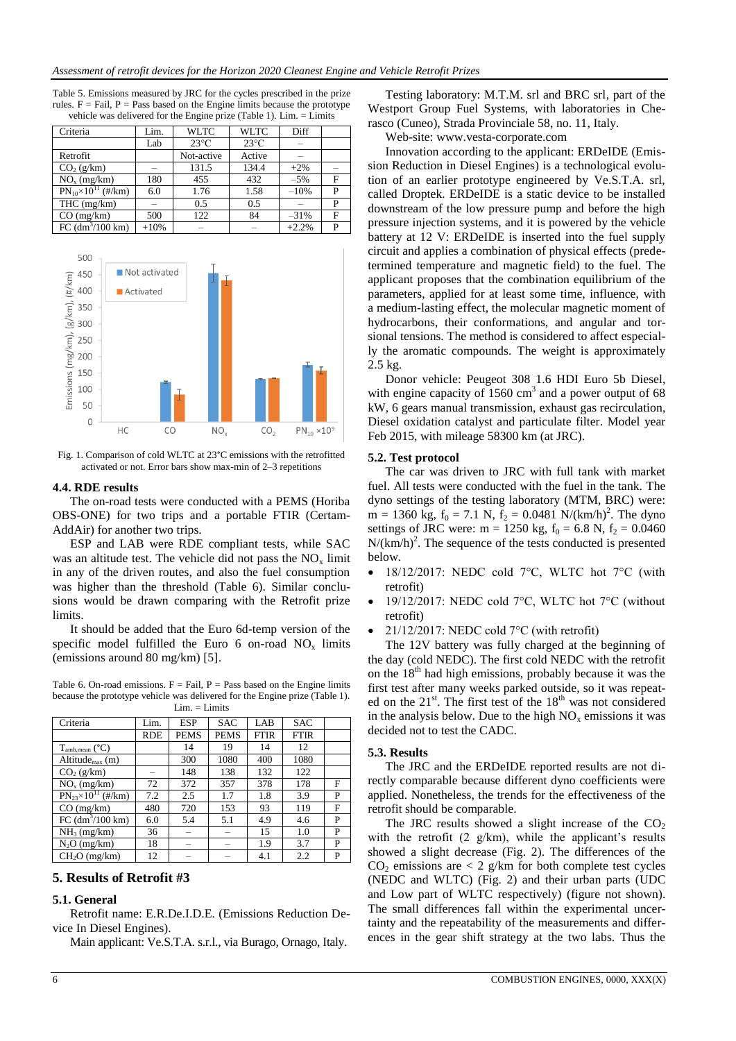Table 5. Emissions measured by JRC for the cycles prescribed in the prize rules. F = Fail, P = Pass based on the Engine limits because the prototype vehicle was delivered for the Engine prize (Table 1). Lim. = Limits

| Criteria | Lim. | WLTC | WLTC | Diff | |
|---|---|---|---|---|---|
| | Lab | 23°C | 23°C | – | |
| Retrofit | | Not-active | Active | – | |
| $CO_2$ (g/km) | – | 131.5 | 134.4 | +2% | – |
| $NO_x$ (mg/km) | 180 | 455 | 432 | –5% | F |
| $PN_{10}$×$10^{11}$ (#/km) | 6.0 | 1.76 | 1.58 | –10% | P |
| THC (mg/km) | – | 0.5 | 0.5 | – | P |
| CO (mg/km) | 500 | 122 | 84 | –31% | F |
| FC ($dm^3$/100 km) | +10% | – | – | +2.2% | P |

Fig. 1. Comparison of cold WLTC at 23°C emissions with the retrofitted activated or not. Error bars show max-min of 2–3 repetitions

### 4.4. RDE results

The on-road tests were conducted with a PEMS (Horiba OBS-ONE) for two trips and a portable FTIR (Certam-AddAir) for another two trips.

ESP and LAB were RDE compliant tests, while SAC was an altitude test. The vehicle did not pass the $NO_x$ limit in any of the driven routes, and also the fuel consumption was higher than the threshold (Table 6). Similar conclusions would be drawn comparing with the Retrofit prize limits.

It should be added that the Euro 6d-temp version of the specific model fulfilled the Euro 6 on-road $NO_x$ limits (emissions around 80 mg/km) [5].

Table 6. On-road emissions. F = Fail, P = Pass based on the Engine limits because the prototype vehicle was delivered for the Engine prize (Table 1). Lim. = Limits

| Criteria | Lim. | ESP | SAC | LAB | SAC | |
|---|---|---|---|---|---|---|
| | RDE | PEMS | PEMS | FTIR | FTIR | |
| $T_{amb,mean}$ (°C) | | 14 | 19 | 14 | 12 | |
| $Altitude_{max}$ (m) | | 300 | 1080 | 400 | 1080 | |
| $CO_2$ (g/km) | – | 148 | 138 | 132 | 122 | |
| $NO_x$ (mg/km) | 72 | 372 | 357 | 378 | 178 | F |
| $PN_{23}$×$10^{11}$ (#/km) | 7.2 | 2.5 | 1.7 | 1.8 | 3.9 | P |
| CO (mg/km) | 480 | 720 | 153 | 93 | 119 | F |
| FC ($dm^3$/100 km) | 6.0 | 5.4 | 5.1 | 4.9 | 4.6 | P |
| $NH_3$ (mg/km) | 36 | – | – | 15 | 1.0 | P |
| $N_2O$ (mg/km) | 18 | – | – | 1.9 | 3.7 | P |
| $CH_2O$ (mg/km) | 12 | – | – | 4.1 | 2.2 | P |

## 5. Results of Retrofit #3

### 5.1. General

Retrofit name: E.R.De.I.D.E. (Emissions Reduction Device In Diesel Engines).

Main applicant: Ve.S.T.A. s.r.l., via Burago, Ornago, Italy.

Testing laboratory: M.T.M. srl and BRC srl, part of the Westport Group Fuel Systems, with laboratories in Cherasco (Cuneo), Strada Provinciale 58, no. 11, Italy.

Web-site: www.vesta-corporate.com

Innovation according to the applicant: ERDeIDE (Emission Reduction in Diesel Engines) is a technological evolution of an earlier prototype engineered by Ve.S.T.A. srl, called Droptek. ERDeIDE is a static device to be installed downstream of the low pressure pump and before the high pressure injection systems, and it is powered by the vehicle battery at 12 V: ERDeIDE is inserted into the fuel supply circuit and applies a combination of physical effects (predetermined temperature and magnetic field) to the fuel. The applicant proposes that the combination equilibrium of the parameters, applied for at least some time, influence, with a medium-lasting effect, the molecular magnetic moment of hydrocarbons, their conformations, and angular and torsional tensions. The method is considered to affect especially the aromatic compounds. The weight is approximately 2.5 kg.

Donor vehicle: Peugeot 308 1.6 HDI Euro 5b Diesel, with engine capacity of 1560 $cm^3$ and a power output of 68 kW, 6 gears manual transmission, exhaust gas recirculation, Diesel oxidation catalyst and particulate filter. Model year Feb 2015, with mileage 58300 km (at JRC).

### 5.2. Test protocol

The car was driven to JRC with full tank with market fuel. All tests were conducted with the fuel in the tank. The dyno settings of the testing laboratory (MTM, BRC) were: m = 1360 kg, $f_0$ = 7.1 N, $f_2$ = 0.0481 $N/(km/h)^2$. The dyno settings of JRC were: m = 1250 kg, $f_0$ = 6.8 N, $f_2$ = 0.0460 $N/(km/h)^2$. The sequence of the tests conducted is presented below.

- 18/12/2017: NEDC cold 7°C, WLTC hot 7°C (with retrofit)
- 19/12/2017: NEDC cold 7°C, WLTC hot 7°C (without retrofit)
- 21/12/2017: NEDC cold 7°C (with retrofit)

The 12V battery was fully charged at the beginning of the day (cold NEDC). The first cold NEDC with the retrofit on the 18th had high emissions, probably because it was the first test after many weeks parked outside, so it was repeated on the 21st. The first test of the 18th was not considered in the analysis below. Due to the high $NO_x$ emissions it was decided not to test the CADC.

### 5.3. Results

The JRC and the ERDeIDE reported results are not directly comparable because different dyno coefficients were applied. Nonetheless, the trends for the effectiveness of the retrofit should be comparable.

The JRC results showed a slight increase of the $CO_2$ with the retrofit (2 g/km), while the applicant's results showed a slight decrease (Fig. 2). The differences of the $CO_2$ emissions are < 2 g/km for both complete test cycles (NEDC and WLTC) (Fig. 2) and their urban parts (UDC and Low part of WLTC respectively) (figure not shown). The small differences fall within the experimental uncertainty and the repeatability of the measurements and differences in the gear shift strategy at the two labs. Thus the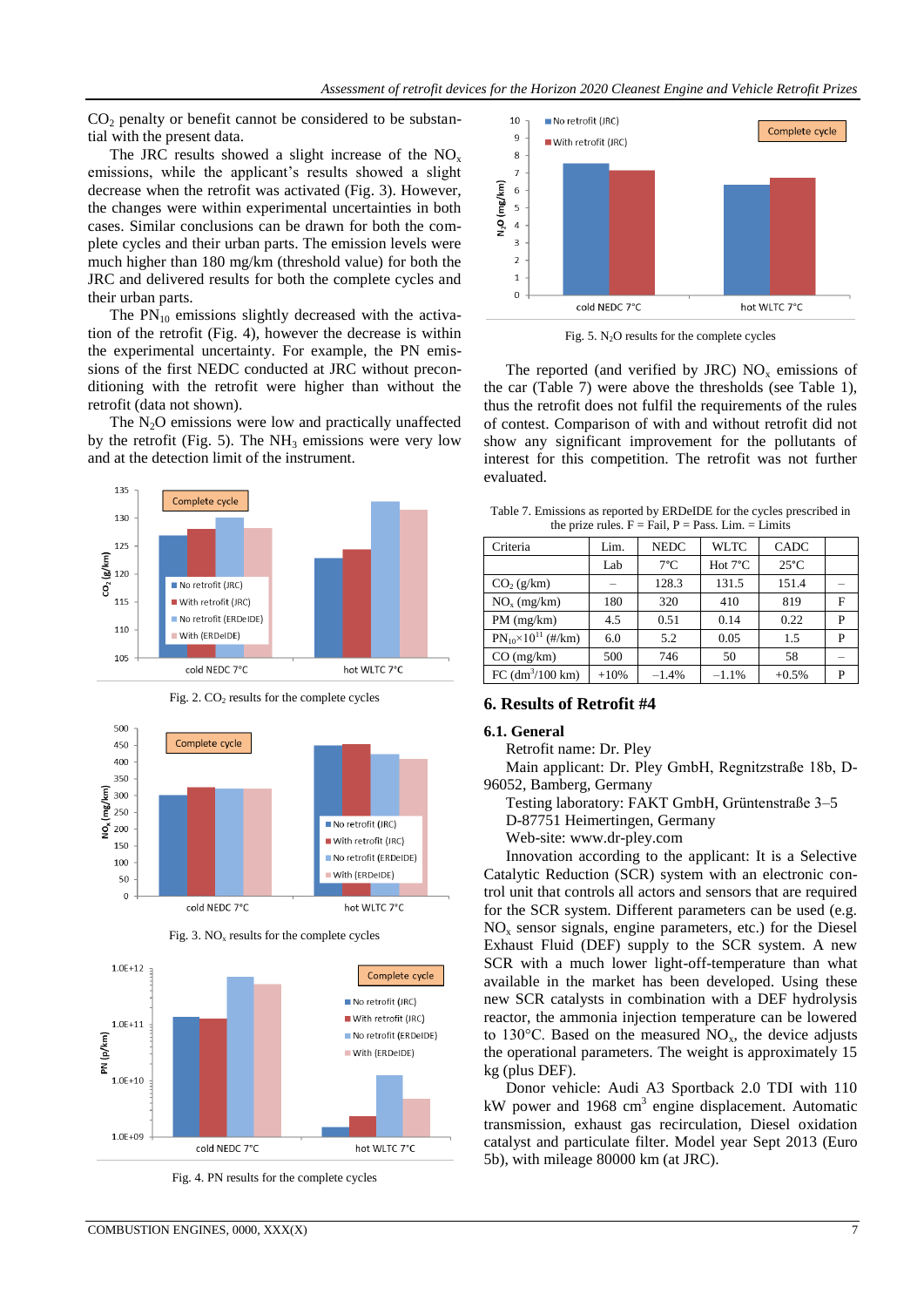$CO_2$ penalty or benefit cannot be considered to be substantial with the present data.

The JRC results showed a slight increase of the $NO_x$ emissions, while the applicant's results showed a slight decrease when the retrofit was activated (Fig. 3). However, the changes were within experimental uncertainties in both cases. Similar conclusions can be drawn for both the complete cycles and their urban parts. The emission levels were much higher than 180 mg/km (threshold value) for both the JRC and delivered results for both the complete cycles and their urban parts.

The $PN_{10}$ emissions slightly decreased with the activation of the retrofit (Fig. 4), however the decrease is within the experimental uncertainty. For example, the PN emissions of the first NEDC conducted at JRC without preconditioning with the retrofit were higher than without the retrofit (data not shown).

The $N_2O$ emissions were low and practically unaffected by the retrofit (Fig. 5). The $NH_3$ emissions were very low and at the detection limit of the instrument.

Fig. 2. $CO_2$ results for the complete cycles

Fig. 3. $NO_x$ results for the complete cycles

Fig. 4. PN results for the complete cycles

Fig. 5. $N_2O$ results for the complete cycles

The reported (and verified by JRC) $NO_x$ emissions of the car (Table 7) were above the thresholds (see Table 1), thus the retrofit does not fulfil the requirements of the rules of contest. Comparison of with and without retrofit did not show any significant improvement for the pollutants of interest for this competition. The retrofit was not further evaluated.

Table 7. Emissions as reported by ERDeIDE for the cycles prescribed in the prize rules. F = Fail, P = Pass. Lim. = Limits

| Criteria | Lim. | NEDC | WLTC | CADC | |
|---|---|---|---|---|---|
| | Lab | 7°C | Hot 7°C | 25°C | |
| $CO_2$ (g/km) | – | 128.3 | 131.5 | 151.4 | – |
| $NO_x$ (mg/km) | 180 | 320 | 410 | 819 | F |
| PM (mg/km) | 4.5 | 0.51 | 0.14 | 0.22 | P |
| $PN_{10}\times10^{11}$ (#/km) | 6.0 | 5.2 | 0.05 | 1.5 | P |
| CO (mg/km) | 500 | 746 | 50 | 58 | – |
| FC ($dm^3$/100 km) | +10% | −1.4% | −1.1% | +0.5% | P |

## 6. Results of Retrofit #4

### 6.1. General

Retrofit name: Dr. Pley

Main applicant: Dr. Pley GmbH, Regnitzstraße 18b, D-96052, Bamberg, Germany

Testing laboratory: FAKT GmbH, Grüntenstraße 3–5 D-87751 Heimertingen, Germany

Web-site: www.dr-pley.com

Innovation according to the applicant: It is a Selective Catalytic Reduction (SCR) system with an electronic control unit that controls all actors and sensors that are required for the SCR system. Different parameters can be used (e.g. $NO_x$ sensor signals, engine parameters, etc.) for the Diesel Exhaust Fluid (DEF) supply to the SCR system. A new SCR with a much lower light-off-temperature than what available in the market has been developed. Using these new SCR catalysts in combination with a DEF hydrolysis reactor, the ammonia injection temperature can be lowered to 130°C. Based on the measured $NO_x$, the device adjusts the operational parameters. The weight is approximately 15 kg (plus DEF).

Donor vehicle: Audi A3 Sportback 2.0 TDI with 110 kW power and 1968 $cm^3$ engine displacement. Automatic transmission, exhaust gas recirculation, Diesel oxidation catalyst and particulate filter. Model year Sept 2013 (Euro 5b), with mileage 80000 km (at JRC).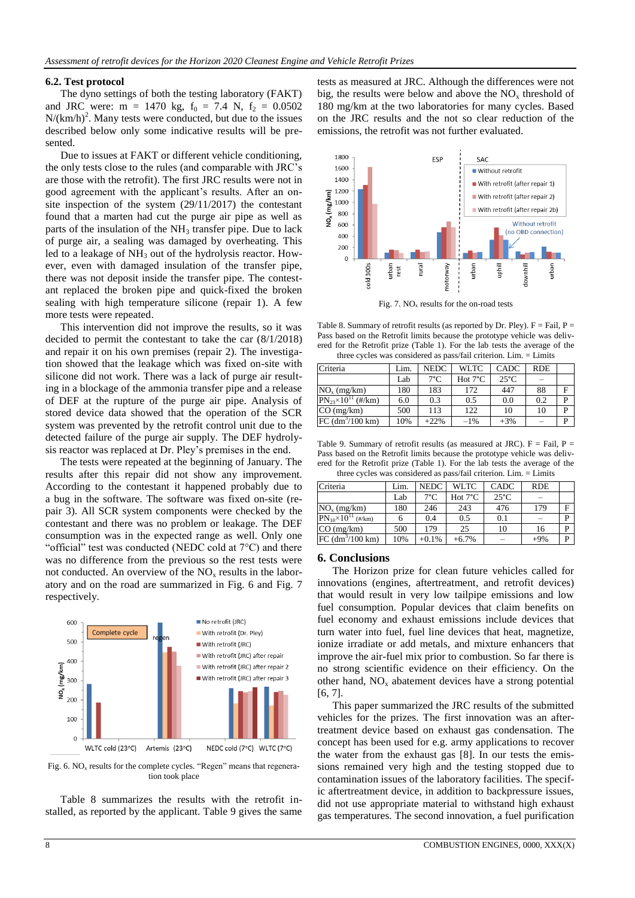### 6.2. Test protocol

The dyno settings of both the testing laboratory (FAKT) and JRC were: m = 1470 kg, $f_0$ = 7.4 N, $f_2$ = 0.0502 $N/(km/h)^2$. Many tests were conducted, but due to the issues described below only some indicative results will be presented.

Due to issues at FAKT or different vehicle conditioning, the only tests close to the rules (and comparable with JRC's are those with the retrofit). The first JRC results were not in good agreement with the applicant's results. After an on-site inspection of the system (29/11/2017) the contestant found that a marten had cut the purge air pipe as well as parts of the insulation of the $NH_3$ transfer pipe. Due to lack of purge air, a sealing was damaged by overheating. This led to a leakage of $NH_3$ out of the hydrolysis reactor. However, even with damaged insulation of the transfer pipe, there was not deposit inside the transfer pipe. The contestant replaced the broken pipe and quick-fixed the broken sealing with high temperature silicone (repair 1). A few more tests were repeated.

This intervention did not improve the results, so it was decided to permit the contestant to take the car (8/1/2018) and repair it on his own premises (repair 2). The investigation showed that the leakage which was fixed on-site with silicone did not work. There was a lack of purge air resulting in a blockage of the ammonia transfer pipe and a release of DEF at the rupture of the purge air pipe. Analysis of stored device data showed that the operation of the SCR system was prevented by the retrofit control unit due to the detected failure of the purge air supply. The DEF hydrolysis reactor was replaced at Dr. Pley's premises in the end.

The tests were repeated at the beginning of January. The results after this repair did not show any improvement. According to the contestant it happened probably due to a bug in the software. The software was fixed on-site (repair 3). All SCR system components were checked by the contestant and there was no problem or leakage. The DEF consumption was in the expected range as well. Only one "official" test was conducted (NEDC cold at 7°C) and there was no difference from the previous so the rest tests were not conducted. An overview of the $NO_x$ results in the laboratory and on the road are summarized in Fig. 6 and Fig. 7 respectively.

Fig. 6. $NO_x$ results for the complete cycles. "Regen" means that regeneration took place

Table 8 summarizes the results with the retrofit installed, as reported by the applicant. Table 9 gives the same tests as measured at JRC. Although the differences were not big, the results were below and above the $NO_x$ threshold of 180 mg/km at the two laboratories for many cycles. Based on the JRC results and the not so clear reduction of the emissions, the retrofit was not further evaluated.

Fig. 7. $NO_x$ results for the on-road tests

Table 8. Summary of retrofit results (as reported by Dr. Pley). F = Fail, P = Pass based on the Retrofit limits because the prototype vehicle was delivered for the Retrofit prize (Table 1). For the lab tests the average of the three cycles was considered as pass/fail criterion. Lim. = Limits

| Criteria | Lim. | NEDC | WLTC | CADC | RDE | |
|---|---|---|---|---|---|---|
| | Lab | 7°C | Hot 7°C | 25°C | – | |
| $NO_x$ (mg/km) | 180 | 183 | 172 | 447 | 88 | F |
| $PN_{23}\times10^{11}$ (#/km) | 6.0 | 0.3 | 0.5 | 0.0 | 0.2 | P |
| CO (mg/km) | 500 | 113 | 122 | 10 | 10 | P |
| FC ($dm^3$/100 km) | 10% | +22% | –1% | +3% | – | P |

Table 9. Summary of retrofit results (as measured at JRC). F = Fail, P = Pass based on the Retrofit limits because the prototype vehicle was delivered for the Retrofit prize (Table 1). For the lab tests the average of the three cycles was considered as pass/fail criterion. Lim. = Limits

| Criteria | Lim. | NEDC | WLTC | CADC | RDE | |
|---|---|---|---|---|---|---|
| | Lab | 7°C | Hot 7°C | 25°C | – | |
| $NO_x$ (mg/km) | 180 | 246 | 243 | 476 | 179 | F |
| $PN_{10}\times10^{11}$ (#/km) | 6 | 0.4 | 0.5 | 0.1 | – | P |
| CO (mg/km) | 500 | 179 | 25 | 10 | 16 | P |
| FC ($dm^3$/100 km) | 10% | +0.1% | +6.7% | – | +9% | P |

## 6. Conclusions

The Horizon prize for clean future vehicles called for innovations (engines, aftertreatment, and retrofit devices) that would result in very low tailpipe emissions and low fuel consumption. Popular devices that claim benefits on fuel economy and exhaust emissions include devices that turn water into fuel, fuel line devices that heat, magnetize, ionize irradiate or add metals, and mixture enhancers that improve the air-fuel mix prior to combustion. So far there is no strong scientific evidence on their efficiency. On the other hand, $NO_x$ abatement devices have a strong potential [6, 7].

This paper summarized the JRC results of the submitted vehicles for the prizes. The first innovation was an aftertreatment device based on exhaust gas condensation. The concept has been used for e.g. army applications to recover the water from the exhaust gas [8]. In our tests the emissions remained very high and the testing stopped due to contamination issues of the laboratory facilities. The specific aftertreatment device, in addition to backpressure issues, did not use appropriate material to withstand high exhaust gas temperatures. The second innovation, a fuel purification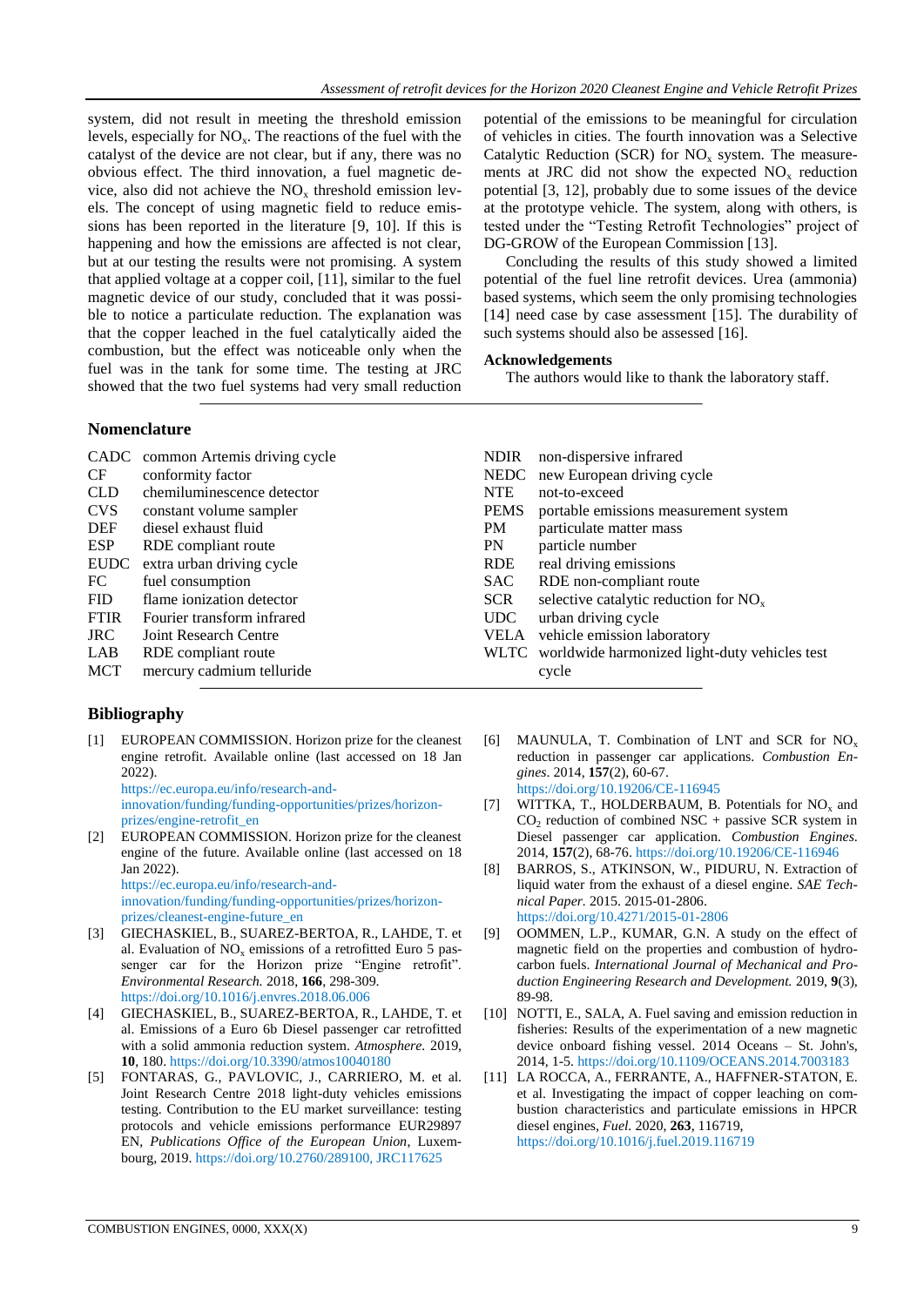system, did not result in meeting the threshold emission levels, especially for $NO_x$. The reactions of the fuel with the catalyst of the device are not clear, but if any, there was no obvious effect. The third innovation, a fuel magnetic device, also did not achieve the $NO_x$ threshold emission levels. The concept of using magnetic field to reduce emissions has been reported in the literature [9, 10]. If this is happening and how the emissions are affected is not clear, but at our testing the results were not promising. A system that applied voltage at a copper coil, [11], similar to the fuel magnetic device of our study, concluded that it was possible to notice a particulate reduction. The explanation was that the copper leached in the fuel catalytically aided the combustion, but the effect was noticeable only when the fuel was in the tank for some time. The testing at JRC showed that the two fuel systems had very small reduction potential of the emissions to be meaningful for circulation of vehicles in cities. The fourth innovation was a Selective Catalytic Reduction (SCR) for $NO_x$ system. The measurements at JRC did not show the expected $NO_x$ reduction potential [3, 12], probably due to some issues of the device at the prototype vehicle. The system, along with others, is tested under the "Testing Retrofit Technologies" project of DG-GROW of the European Commission [13].

Concluding the results of this study showed a limited potential of the fuel line retrofit devices. Urea (ammonia) based systems, which seem the only promising technologies [14] need case by case assessment [15]. The durability of such systems should also be assessed [16].

### Acknowledgements

The authors would like to thank the laboratory staff.

## Nomenclature

| | | | |
|---|---|---|---|
| CADC | common Artemis driving cycle | NDIR | non-dispersive infrared |
| CF | conformity factor | NEDC | new European driving cycle |
| CLD | chemiluminescence detector | NTE | not-to-exceed |
| CVS | constant volume sampler | PEMS | portable emissions measurement system |
| DEF | diesel exhaust fluid | PM | particulate matter mass |
| ESP | RDE compliant route | PN | particle number |
| EUDC | extra urban driving cycle | RDE | real driving emissions |
| FC | fuel consumption | SAC | RDE non-compliant route |
| FID | flame ionization detector | SCR | selective catalytic reduction for $NO_x$ |
| FTIR | Fourier transform infrared | UDC | urban driving cycle |
| JRC | Joint Research Centre | VELA | vehicle emission laboratory |
| LAB | RDE compliant route | WLTC | worldwide harmonized light-duty vehicles test cycle |
| MCT | mercury cadmium telluride | | |

## Bibliography

[1] EUROPEAN COMMISSION. Horizon prize for the cleanest engine retrofit. Available online (last accessed on 18 Jan 2022). https://ec.europa.eu/info/research-and-innovation/funding/funding-opportunities/prizes/horizon-prizes/engine-retrofit_en

[2] EUROPEAN COMMISSION. Horizon prize for the cleanest engine of the future. Available online (last accessed on 18 Jan 2022). https://ec.europa.eu/info/research-and-innovation/funding/funding-opportunities/prizes/horizon-prizes/cleanest-engine-future_en

[3] GIECHASKIEL, B., SUAREZ-BERTOA, R., LAHDE, T. et al. Evaluation of $NO_x$ emissions of a retrofitted Euro 5 passenger car for the Horizon prize "Engine retrofit". *Environmental Research.* 2018, **166**, 298-309. https://doi.org/10.1016/j.envres.2018.06.006

[4] GIECHASKIEL, B., SUAREZ-BERTOA, R., LAHDE, T. et al. Emissions of a Euro 6b Diesel passenger car retrofitted with a solid ammonia reduction system. *Atmosphere.* 2019, **10**, 180. https://doi.org/10.3390/atmos10040180

[5] FONTARAS, G., PAVLOVIC, J., CARRIERO, M. et al. Joint Research Centre 2018 light-duty vehicles emissions testing. Contribution to the EU market surveillance: testing protocols and vehicle emissions performance EUR29897 EN, *Publications Office of the European Union*, Luxembourg, 2019. https://doi.org/10.2760/289100, JRC117625

[6] MAUNULA, T. Combination of LNT and SCR for $NO_x$ reduction in passenger car applications. *Combustion Engines.* 2014, **157**(2), 60-67. https://doi.org/10.19206/CE-116945

[7] WITTKA, T., HOLDERBAUM, B. Potentials for $NO_x$ and $CO_2$ reduction of combined NSC + passive SCR system in Diesel passenger car application. *Combustion Engines.* 2014, **157**(2), 68-76. https://doi.org/10.19206/CE-116946

[8] BARROS, S., ATKINSON, W., PIDURU, N. Extraction of liquid water from the exhaust of a diesel engine. *SAE Technical Paper.* 2015. 2015-01-2806. https://doi.org/10.4271/2015-01-2806

[9] OOMMEN, L.P., KUMAR, G.N. A study on the effect of magnetic field on the properties and combustion of hydrocarbon fuels. *International Journal of Mechanical and Production Engineering Research and Development.* 2019, **9**(3), 89-98.

[10] NOTTI, E., SALA, A. Fuel saving and emission reduction in fisheries: Results of the experimentation of a new magnetic device onboard fishing vessel. 2014 Oceans – St. John's, 2014, 1-5. https://doi.org/10.1109/OCEANS.2014.7003183

[11] LA ROCCA, A., FERRANTE, A., HAFFNER-STATON, E. et al. Investigating the impact of copper leaching on combustion characteristics and particulate emissions in HPCR diesel engines, *Fuel.* 2020, **263**, 116719, https://doi.org/10.1016/j.fuel.2019.116719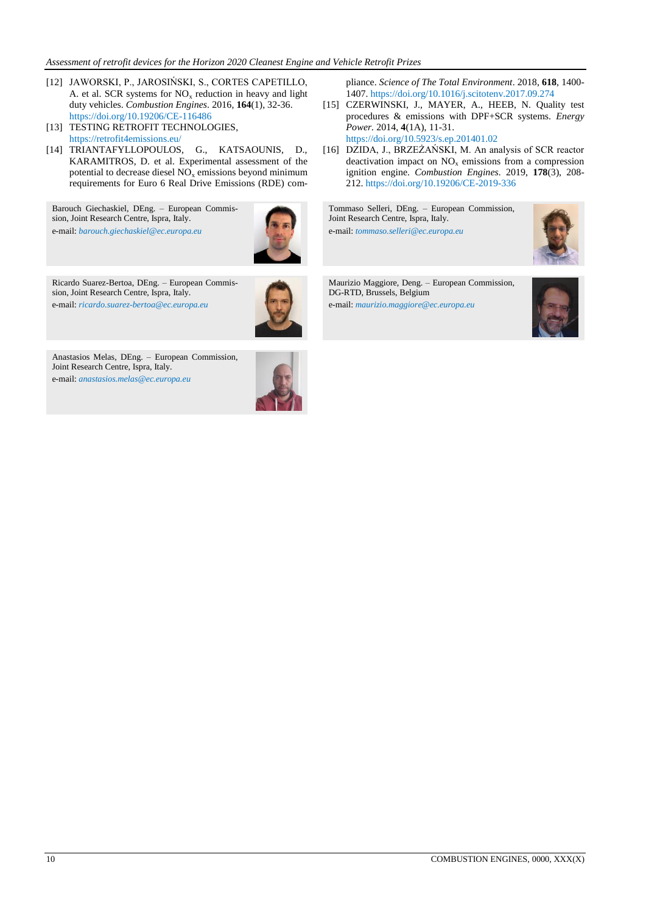[12] JAWORSKI, P., JAROSIŃSKI, S., CORTES CAPETILLO, A. et al. SCR systems for $NO_x$ reduction in heavy and light duty vehicles. *Combustion Engines*. 2016, **164**(1), 32-36. https://doi.org/10.19206/CE-116486

[13] TESTING RETROFIT TECHNOLOGIES, https://retrofit4emissions.eu/

[14] TRIANTAFYLLOPOULOS, G., KATSAOUNIS, D., KARAMITROS, D. et al. Experimental assessment of the potential to decrease diesel $NO_x$ emissions beyond minimum requirements for Euro 6 Real Drive Emissions (RDE) compliance. *Science of The Total Environment*. 2018, **618**, 1400-1407. https://doi.org/10.1016/j.scitotenv.2017.09.274

[15] CZERWINSKI, J., MAYER, A., HEEB, N. Quality test procedures & emissions with DPF+SCR systems. *Energy Power*. 2014, **4**(1A), 11-31. https://doi.org/10.5923/s.ep.201401.02

[16] DZIDA, J., BRZEŻAŃSKI, M. An analysis of SCR reactor deactivation impact on $NO_x$ emissions from a compression ignition engine. *Combustion Engines*. 2019, **178**(3), 208-212. https://doi.org/10.19206/CE-2019-336

Barouch Giechaskiel, DEng. – European Commission, Joint Research Centre, Ispra, Italy.
e-mail: *barouch.giechaskiel@ec.europa.eu*

Ricardo Suarez-Bertoa, DEng. – European Commission, Joint Research Centre, Ispra, Italy.
e-mail: *ricardo.suarez-bertoa@ec.europa.eu*

Anastasios Melas, DEng. – European Commission, Joint Research Centre, Ispra, Italy.
e-mail: *anastasios.melas@ec.europa.eu*

Tommaso Selleri, DEng. – European Commission, Joint Research Centre, Ispra, Italy.
e-mail: *tommaso.selleri@ec.europa.eu*

Maurizio Maggiore, Deng. – European Commission, DG-RTD, Brussels, Belgium
e-mail: *maurizio.maggiore@ec.europa.eu*